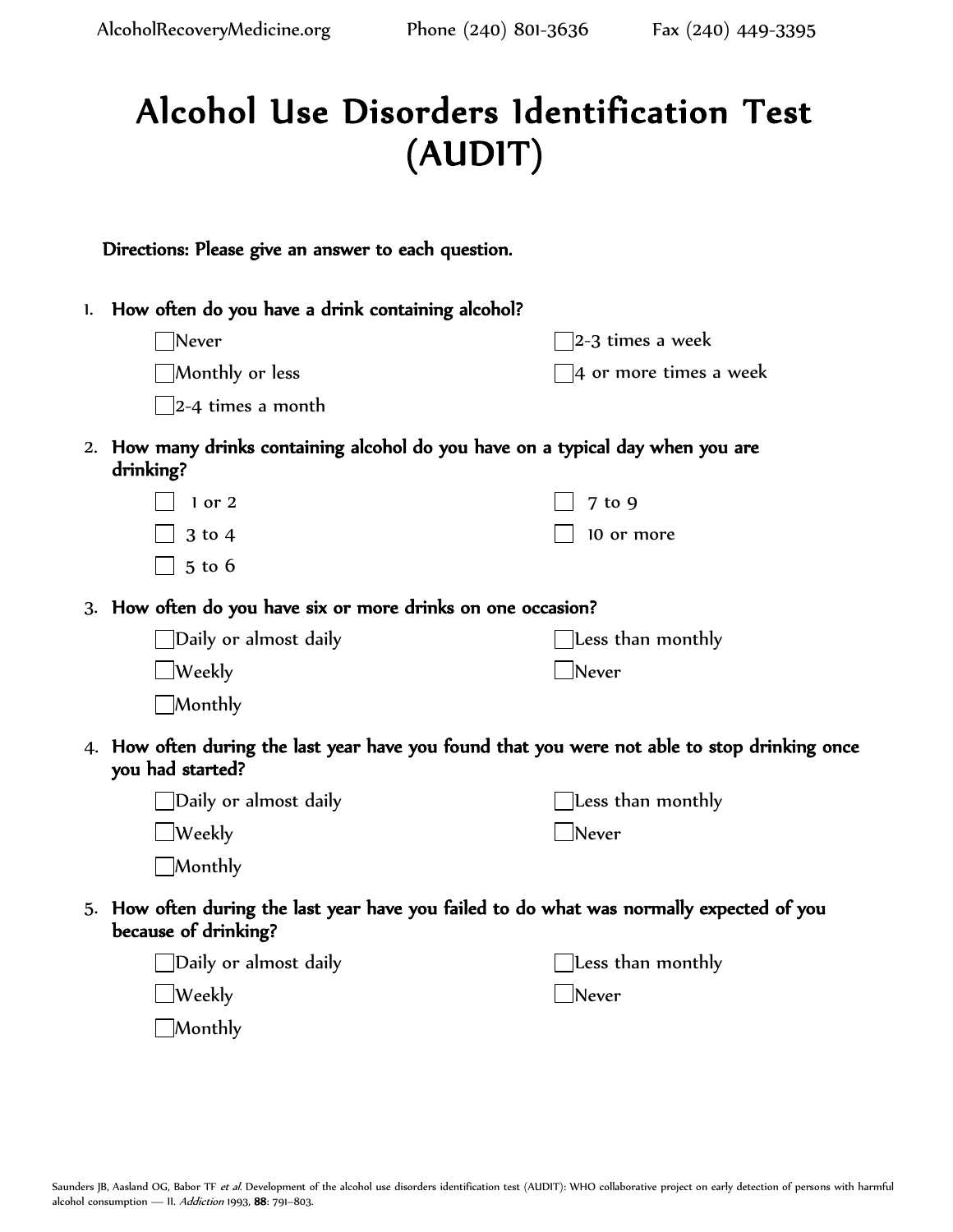# Alcohol Use Disorders Identification Test (AUDIT)

**Directions: Please give an answer to each question.**

1. **How often do you have a drink containing alcohol?**
   - ☐ Never
   - ☐ Monthly or less
   - ☐ 2-4 times a month
   - ☐ 2-3 times a week
   - ☐ 4 or more times a week

2. **How many drinks containing alcohol do you have on a typical day when you are drinking?**
   - ☐ 1 or 2
   - ☐ 3 to 4
   - ☐ 5 to 6
   - ☐ 7 to 9
   - ☐ 10 or more

3. **How often do you have six or more drinks on one occasion?**
   - ☐ Daily or almost daily
   - ☐ Weekly
   - ☐ Monthly
   - ☐ Less than monthly
   - ☐ Never

4. **How often during the last year have you found that you were not able to stop drinking once you had started?**
   - ☐ Daily or almost daily
   - ☐ Weekly
   - ☐ Monthly
   - ☐ Less than monthly
   - ☐ Never

5. **How often during the last year have you failed to do what was normally expected of you because of drinking?**
   - ☐ Daily or almost daily
   - ☐ Weekly
   - ☐ Monthly
   - ☐ Less than monthly
   - ☐ Never

Saunders JB, Aasland OG, Babor TF *et al.* Development of the alcohol use disorders identification test (AUDIT): WHO collaborative project on early detection of persons with harmful alcohol consumption — II. *Addiction* 1993, **88**: 791–803.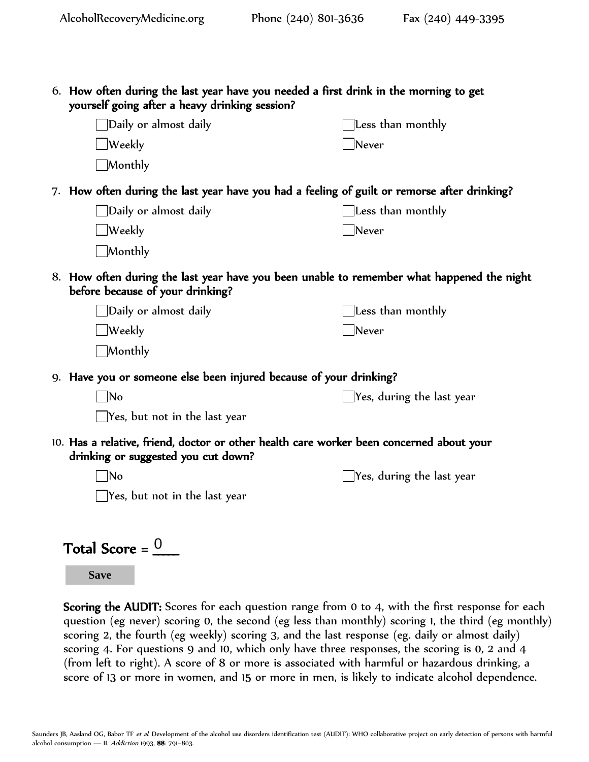6. **How often during the last year have you needed a first drink in the morning to get yourself going after a heavy drinking session?**

   - [ ] Daily or almost daily
   - [ ] Weekly
   - [ ] Monthly
   - [ ] Less than monthly
   - [ ] Never

7. **How often during the last year have you had a feeling of guilt or remorse after drinking?**

   - [ ] Daily or almost daily
   - [ ] Weekly
   - [ ] Monthly
   - [ ] Less than monthly
   - [ ] Never

8. **How often during the last year have you been unable to remember what happened the night before because of your drinking?**

   - [ ] Daily or almost daily
   - [ ] Weekly
   - [ ] Monthly
   - [ ] Less than monthly
   - [ ] Never

9. **Have you or someone else been injured because of your drinking?**

   - [ ] No
   - [ ] Yes, but not in the last year
   - [ ] Yes, during the last year

10. **Has a relative, friend, doctor or other health care worker been concerned about your drinking or suggested you cut down?**

    - [ ] No
    - [ ] Yes, but not in the last year
    - [ ] Yes, during the last year

**Total Score =** 0

Save

**Scoring the AUDIT:** Scores for each question range from 0 to 4, with the first response for each question (eg never) scoring 0, the second (eg less than monthly) scoring 1, the third (eg monthly) scoring 2, the fourth (eg weekly) scoring 3, and the last response (eg. daily or almost daily) scoring 4. For questions 9 and 10, which only have three responses, the scoring is 0, 2 and 4 (from left to right). A score of 8 or more is associated with harmful or hazardous drinking, a score of 13 or more in women, and 15 or more in men, is likely to indicate alcohol dependence.

Saunders JB, Aasland OG, Babor TF *et al.* Development of the alcohol use disorders identification test (AUDIT): WHO collaborative project on early detection of persons with harmful alcohol consumption — II. *Addiction* 1993, **88**: 791–803.